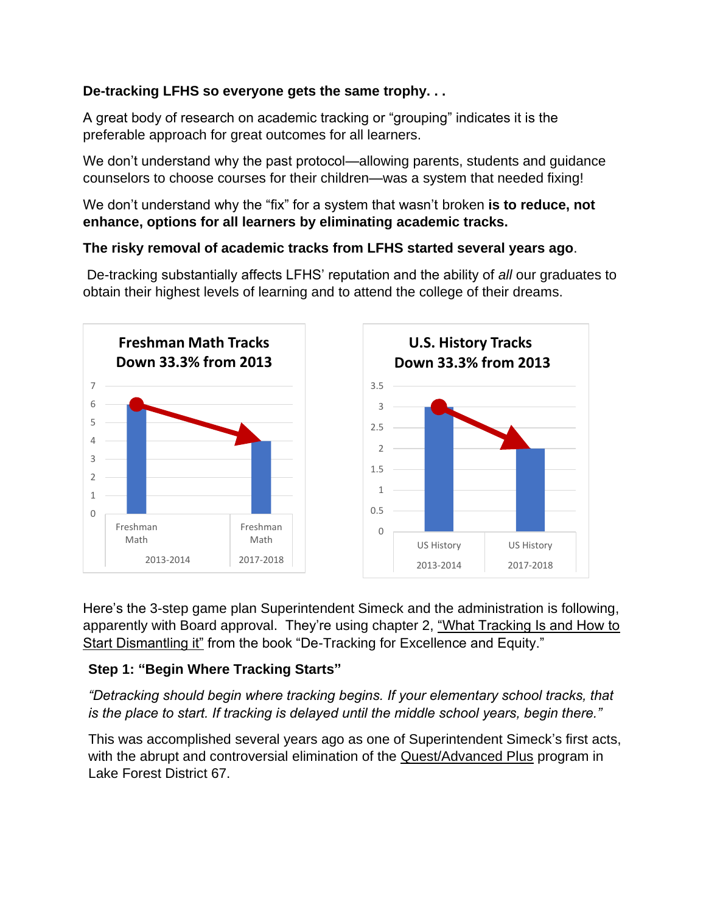**De-tracking LFHS so everyone gets the same trophy. . .**

A great body of research on academic tracking or "grouping" indicates it is the preferable approach for great outcomes for all learners.

We don't understand why the past protocol—allowing parents, students and guidance counselors to choose courses for their children—was a system that needed fixing!

We don't understand why the "fix" for a system that wasn't broken **is to reduce, not enhance, options for all learners by eliminating academic tracks.**

**The risky removal of academic tracks from LFHS started several years ago**.

De-tracking substantially affects LFHS' reputation and the ability of *all* our graduates to obtain their highest levels of learning and to attend the college of their dreams.

**Freshman Math Tracks Down 33.3% from 2013**

| | Freshman Math 2013-2014 | Freshman Math 2017-2018 |
|---|---|---|
| Tracks | 6 | 4 |

**U.S. History Tracks Down 33.3% from 2013**

| | US History 2013-2014 | US History 2017-2018 |
|---|---|---|
| Tracks | 3 | 2 |

Here's the 3-step game plan Superintendent Simeck and the administration is following, apparently with Board approval. They're using chapter 2, "What Tracking Is and How to Start Dismantling it" from the book "De-Tracking for Excellence and Equity."

**Step 1: "Begin Where Tracking Starts"**

*"Detracking should begin where tracking begins. If your elementary school tracks, that is the place to start. If tracking is delayed until the middle school years, begin there."*

This was accomplished several years ago as one of Superintendent Simeck's first acts, with the abrupt and controversial elimination of the Quest/Advanced Plus program in Lake Forest District 67.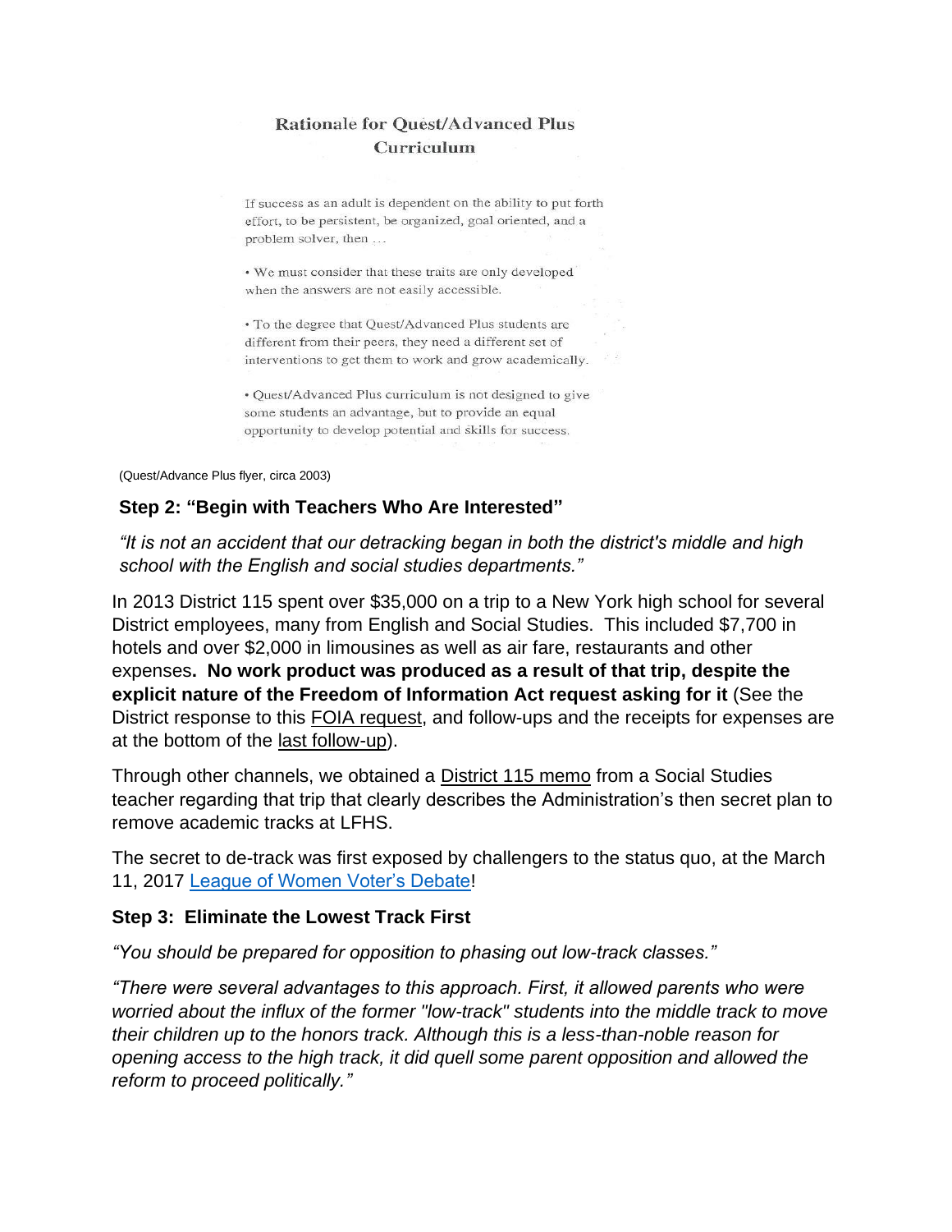### Rationale for Quest/Advanced Plus Curriculum

If success as an adult is dependent on the ability to put forth effort, to be persistent, be organized, goal oriented, and a problem solver, then ...

- We must consider that these traits are only developed when the answers are not easily accessible.
- To the degree that Quest/Advanced Plus students are different from their peers, they need a different set of interventions to get them to work and grow academically.
- Quest/Advanced Plus curriculum is not designed to give some students an advantage, but to provide an equal opportunity to develop potential and skills for success.

(Quest/Advance Plus flyer, circa 2003)

### Step 2: "Begin with Teachers Who Are Interested"

*"It is not an accident that our detracking began in both the district's middle and high school with the English and social studies departments."*

In 2013 District 115 spent over $35,000 on a trip to a New York high school for several District employees, many from English and Social Studies. This included $7,700 in hotels and over $2,000 in limousines as well as air fare, restaurants and other expenses. **No work product was produced as a result of that trip, despite the explicit nature of the Freedom of Information Act request asking for it** (See the District response to this FOIA request, and follow-ups and the receipts for expenses are at the bottom of the last follow-up).

Through other channels, we obtained a District 115 memo from a Social Studies teacher regarding that trip that clearly describes the Administration's then secret plan to remove academic tracks at LFHS.

The secret to de-track was first exposed by challengers to the status quo, at the March 11, 2017 League of Women Voter's Debate!

### Step 3: Eliminate the Lowest Track First

*"You should be prepared for opposition to phasing out low-track classes."*

*"There were several advantages to this approach. First, it allowed parents who were worried about the influx of the former "low-track" students into the middle track to move their children up to the honors track. Although this is a less-than-noble reason for opening access to the high track, it did quell some parent opposition and allowed the reform to proceed politically."*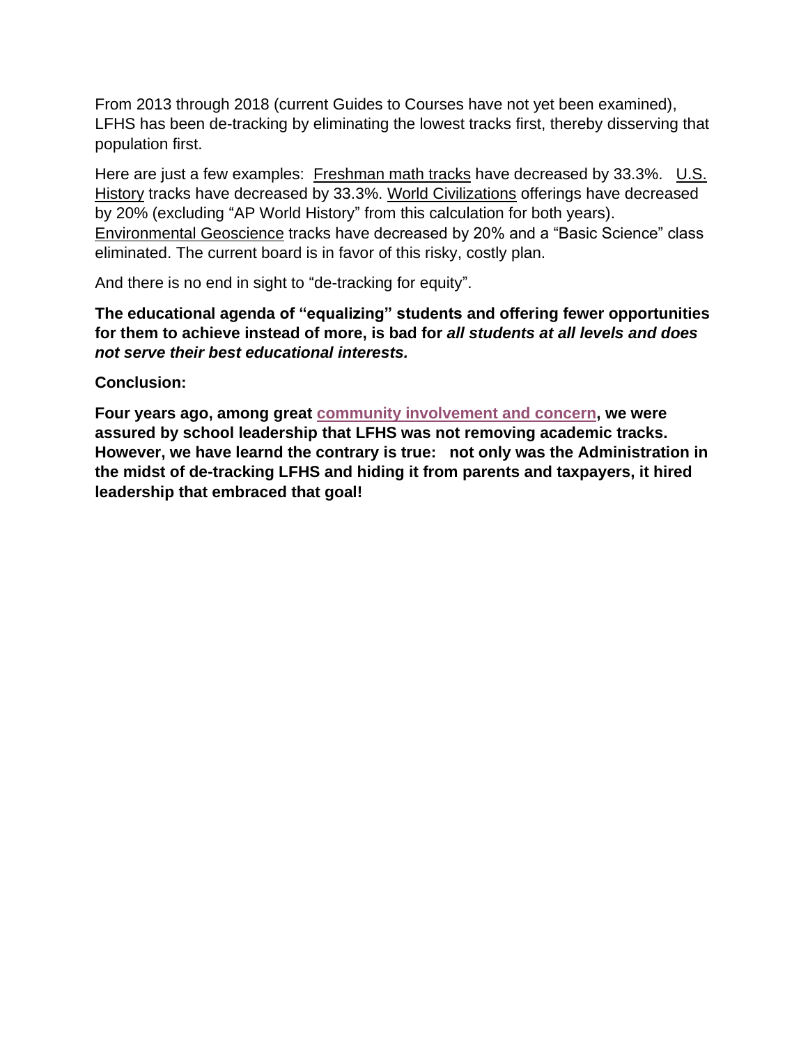From 2013 through 2018 (current Guides to Courses have not yet been examined), LFHS has been de-tracking by eliminating the lowest tracks first, thereby disserving that population first.

Here are just a few examples: Freshman math tracks have decreased by 33.3%. U.S. History tracks have decreased by 33.3%. World Civilizations offerings have decreased by 20% (excluding "AP World History" from this calculation for both years). Environmental Geoscience tracks have decreased by 20% and a "Basic Science" class eliminated. The current board is in favor of this risky, costly plan.

And there is no end in sight to "de-tracking for equity".

**The educational agenda of "equalizing" students and offering fewer opportunities for them to achieve instead of more, is bad for *all students at all levels and does not serve their best educational interests.***

**Conclusion:**

**Four years ago, among great community involvement and concern, we were assured by school leadership that LFHS was not removing academic tracks. However, we have learnd the contrary is true: not only was the Administration in the midst of de-tracking LFHS and hiding it from parents and taxpayers, it hired leadership that embraced that goal!**